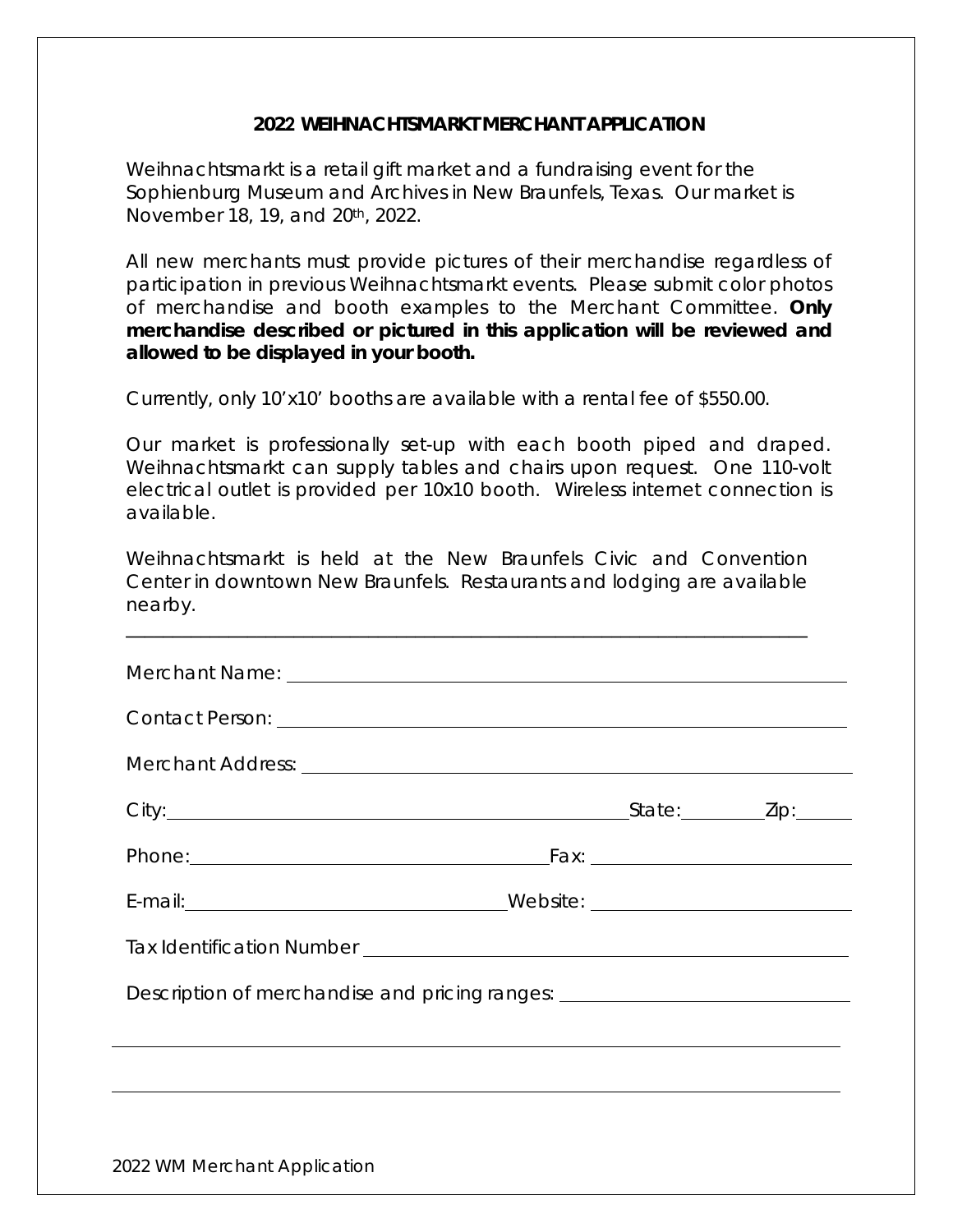## 2022 WEIHNACHTSMARKT MERCHANT APPLICATION

Weihnachtsmarkt is a retail gift market and a fundraising event for the Sophienburg Museum and Archives in New Braunfels, Texas. Our market is November 18, 19, and 20th, 2022.

All new merchants must provide pictures of their merchandise regardless of participation in previous Weihnachtsmarkt events. Please submit color photos of merchandise and booth examples to the Merchant Committee. **Only merchandise described or pictured in this application will be reviewed and allowed to be displayed in your booth.**

Currently, only 10'x10' booths are available with a rental fee of $550.00.

Our market is professionally set-up with each booth piped and draped. Weihnachtsmarkt can supply tables and chairs upon request. One 110-volt electrical outlet is provided per 10x10 booth. Wireless internet connection is available.

Weihnachtsmarkt is held at the New Braunfels Civic and Convention Center in downtown New Braunfels. Restaurants and lodging are available nearby.

---

Merchant Name: ____________________

Contact Person: ____________________

Merchant Address: ____________________

City: ____________________ State: __________ Zip: __________

Phone: ____________________ Fax: ____________________

E-mail: ____________________ Website: ____________________

Tax Identification Number ____________________

Description of merchandise and pricing ranges: ____________________

____________________

____________________

2022 WM Merchant Application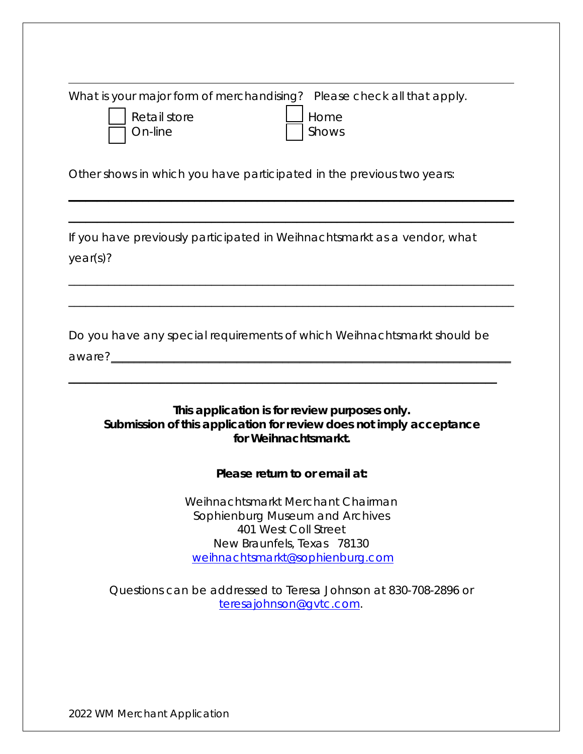What is your major form of merchandising? Please check all that apply.

- ☐ Retail store
- ☐ On-line
- ☐ Home
- ☐ Shows

Other shows in which you have participated in the previous two years:

______________________________________________________________________

______________________________________________________________________

If you have previously participated in Weihnachtsmarkt as a vendor, what year(s)?

______________________________________________________________________

______________________________________________________________________

Do you have any special requirements of which Weihnachtsmarkt should be aware?______________________________________________________________

______________________________________________________________________

**This application is for review purposes only.**
**Submission of this application for review does not imply acceptance for Weihnachtsmarkt.**

**Please return to or email at:**

Weihnachtsmarkt Merchant Chairman
Sophienburg Museum and Archives
401 West Coll Street
New Braunfels, Texas 78130
weihnachtsmarkt@sophienburg.com

Questions can be addressed to Teresa Johnson at 830-708-2896 or teresajohnson@gvtc.com.

2022 WM Merchant Application